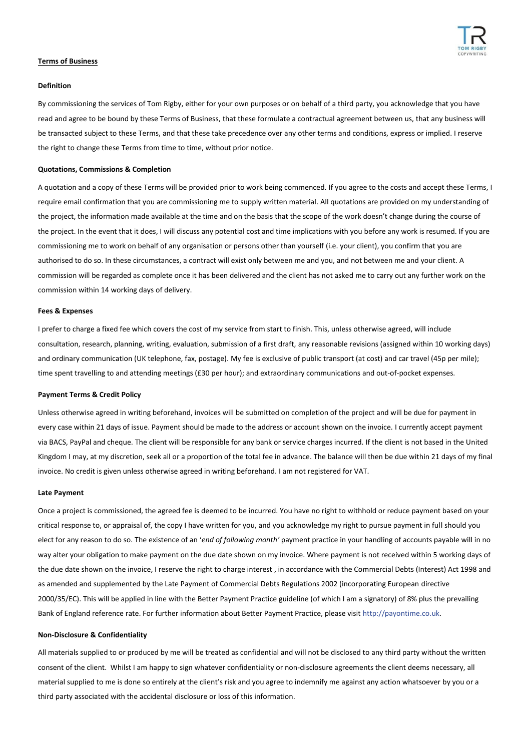**Terms of Business**

**Definition**

By commissioning the services of Tom Rigby, either for your own purposes or on behalf of a third party, you acknowledge that you have read and agree to be bound by these Terms of Business, that these formulate a contractual agreement between us, that any business will be transacted subject to these Terms, and that these take precedence over any other terms and conditions, express or implied. I reserve the right to change these Terms from time to time, without prior notice.

**Quotations, Commissions & Completion**

A quotation and a copy of these Terms will be provided prior to work being commenced. If you agree to the costs and accept these Terms, I require email confirmation that you are commissioning me to supply written material. All quotations are provided on my understanding of the project, the information made available at the time and on the basis that the scope of the work doesn't change during the course of the project. In the event that it does, I will discuss any potential cost and time implications with you before any work is resumed. If you are commissioning me to work on behalf of any organisation or persons other than yourself (i.e. your client), you confirm that you are authorised to do so. In these circumstances, a contract will exist only between me and you, and not between me and your client. A commission will be regarded as complete once it has been delivered and the client has not asked me to carry out any further work on the commission within 14 working days of delivery.

**Fees & Expenses**

I prefer to charge a fixed fee which covers the cost of my service from start to finish. This, unless otherwise agreed, will include consultation, research, planning, writing, evaluation, submission of a first draft, any reasonable revisions (assigned within 10 working days) and ordinary communication (UK telephone, fax, postage). My fee is exclusive of public transport (at cost) and car travel (45p per mile); time spent travelling to and attending meetings (£30 per hour); and extraordinary communications and out-of-pocket expenses.

**Payment Terms & Credit Policy**

Unless otherwise agreed in writing beforehand, invoices will be submitted on completion of the project and will be due for payment in every case within 21 days of issue. Payment should be made to the address or account shown on the invoice. I currently accept payment via BACS, PayPal and cheque. The client will be responsible for any bank or service charges incurred. If the client is not based in the United Kingdom I may, at my discretion, seek all or a proportion of the total fee in advance. The balance will then be due within 21 days of my final invoice. No credit is given unless otherwise agreed in writing beforehand. I am not registered for VAT.

**Late Payment**

Once a project is commissioned, the agreed fee is deemed to be incurred. You have no right to withhold or reduce payment based on your critical response to, or appraisal of, the copy I have written for you, and you acknowledge my right to pursue payment in full should you elect for any reason to do so. The existence of an '*end of following month'* payment practice in your handling of accounts payable will in no way alter your obligation to make payment on the due date shown on my invoice. Where payment is not received within 5 working days of the due date shown on the invoice, I reserve the right to charge interest , in accordance with the Commercial Debts (Interest) Act 1998 and as amended and supplemented by the Late Payment of Commercial Debts Regulations 2002 (incorporating European directive 2000/35/EC). This will be applied in line with the Better Payment Practice guideline (of which I am a signatory) of 8% plus the prevailing Bank of England reference rate. For further information about Better Payment Practice, please visit http://payontime.co.uk.

**Non-Disclosure & Confidentiality**

All materials supplied to or produced by me will be treated as confidential and will not be disclosed to any third party without the written consent of the client. Whilst I am happy to sign whatever confidentiality or non-disclosure agreements the client deems necessary, all material supplied to me is done so entirely at the client's risk and you agree to indemnify me against any action whatsoever by you or a third party associated with the accidental disclosure or loss of this information.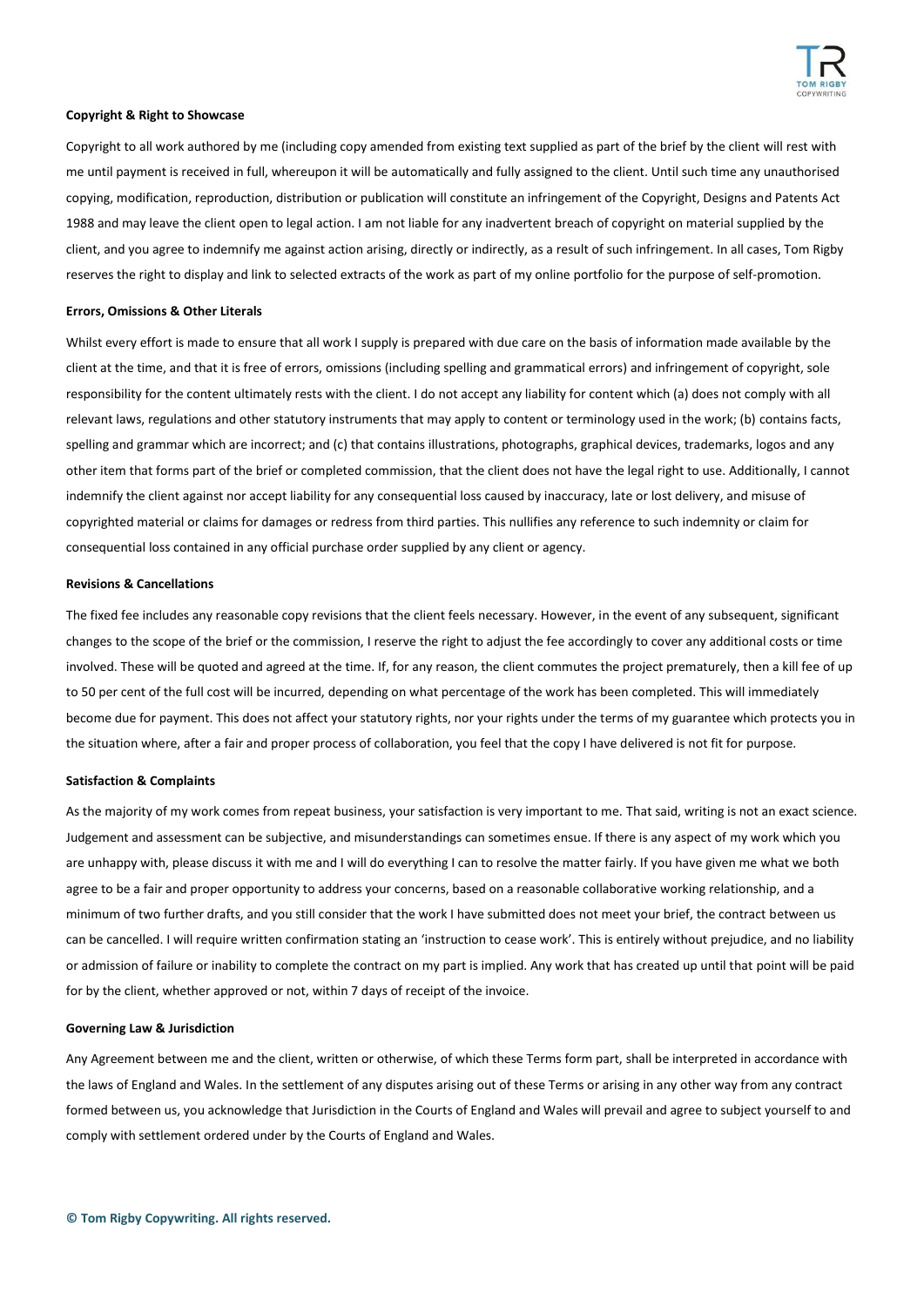**Copyright & Right to Showcase**

Copyright to all work authored by me (including copy amended from existing text supplied as part of the brief by the client will rest with me until payment is received in full, whereupon it will be automatically and fully assigned to the client. Until such time any unauthorised copying, modification, reproduction, distribution or publication will constitute an infringement of the Copyright, Designs and Patents Act 1988 and may leave the client open to legal action. I am not liable for any inadvertent breach of copyright on material supplied by the client, and you agree to indemnify me against action arising, directly or indirectly, as a result of such infringement. In all cases, Tom Rigby reserves the right to display and link to selected extracts of the work as part of my online portfolio for the purpose of self-promotion.

**Errors, Omissions & Other Literals**

Whilst every effort is made to ensure that all work I supply is prepared with due care on the basis of information made available by the client at the time, and that it is free of errors, omissions (including spelling and grammatical errors) and infringement of copyright, sole responsibility for the content ultimately rests with the client. I do not accept any liability for content which (a) does not comply with all relevant laws, regulations and other statutory instruments that may apply to content or terminology used in the work; (b) contains facts, spelling and grammar which are incorrect; and (c) that contains illustrations, photographs, graphical devices, trademarks, logos and any other item that forms part of the brief or completed commission, that the client does not have the legal right to use. Additionally, I cannot indemnify the client against nor accept liability for any consequential loss caused by inaccuracy, late or lost delivery, and misuse of copyrighted material or claims for damages or redress from third parties. This nullifies any reference to such indemnity or claim for consequential loss contained in any official purchase order supplied by any client or agency.

**Revisions & Cancellations**

The fixed fee includes any reasonable copy revisions that the client feels necessary. However, in the event of any subsequent, significant changes to the scope of the brief or the commission, I reserve the right to adjust the fee accordingly to cover any additional costs or time involved. These will be quoted and agreed at the time. If, for any reason, the client commutes the project prematurely, then a kill fee of up to 50 per cent of the full cost will be incurred, depending on what percentage of the work has been completed. This will immediately become due for payment. This does not affect your statutory rights, nor your rights under the terms of my guarantee which protects you in the situation where, after a fair and proper process of collaboration, you feel that the copy I have delivered is not fit for purpose.

**Satisfaction & Complaints**

As the majority of my work comes from repeat business, your satisfaction is very important to me. That said, writing is not an exact science. Judgement and assessment can be subjective, and misunderstandings can sometimes ensue. If there is any aspect of my work which you are unhappy with, please discuss it with me and I will do everything I can to resolve the matter fairly. If you have given me what we both agree to be a fair and proper opportunity to address your concerns, based on a reasonable collaborative working relationship, and a minimum of two further drafts, and you still consider that the work I have submitted does not meet your brief, the contract between us can be cancelled. I will require written confirmation stating an 'instruction to cease work'. This is entirely without prejudice, and no liability or admission of failure or inability to complete the contract on my part is implied. Any work that has created up until that point will be paid for by the client, whether approved or not, within 7 days of receipt of the invoice.

**Governing Law & Jurisdiction**

Any Agreement between me and the client, written or otherwise, of which these Terms form part, shall be interpreted in accordance with the laws of England and Wales. In the settlement of any disputes arising out of these Terms or arising in any other way from any contract formed between us, you acknowledge that Jurisdiction in the Courts of England and Wales will prevail and agree to subject yourself to and comply with settlement ordered under by the Courts of England and Wales.

**© Tom Rigby Copywriting. All rights reserved.**